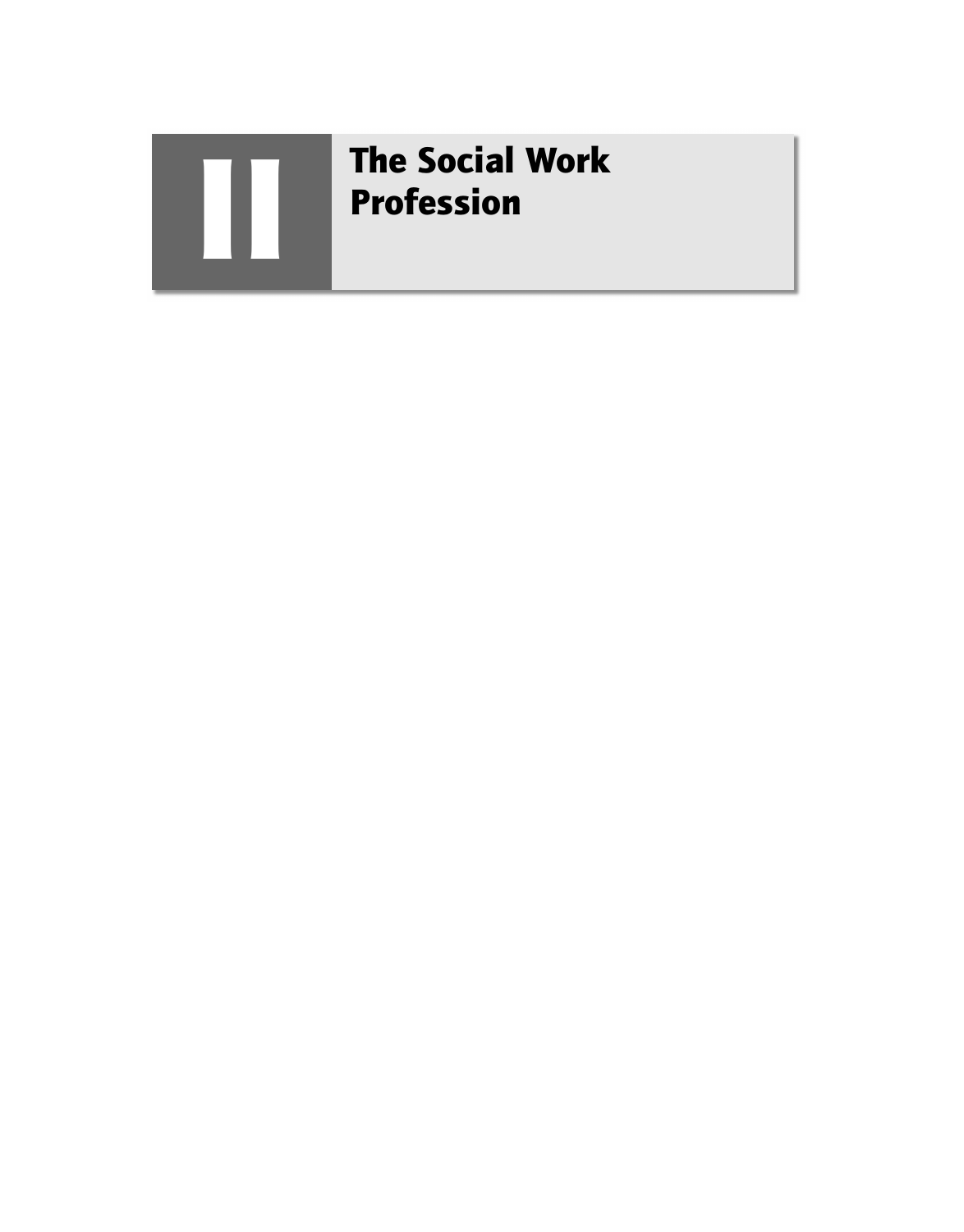# II The Social Work Profession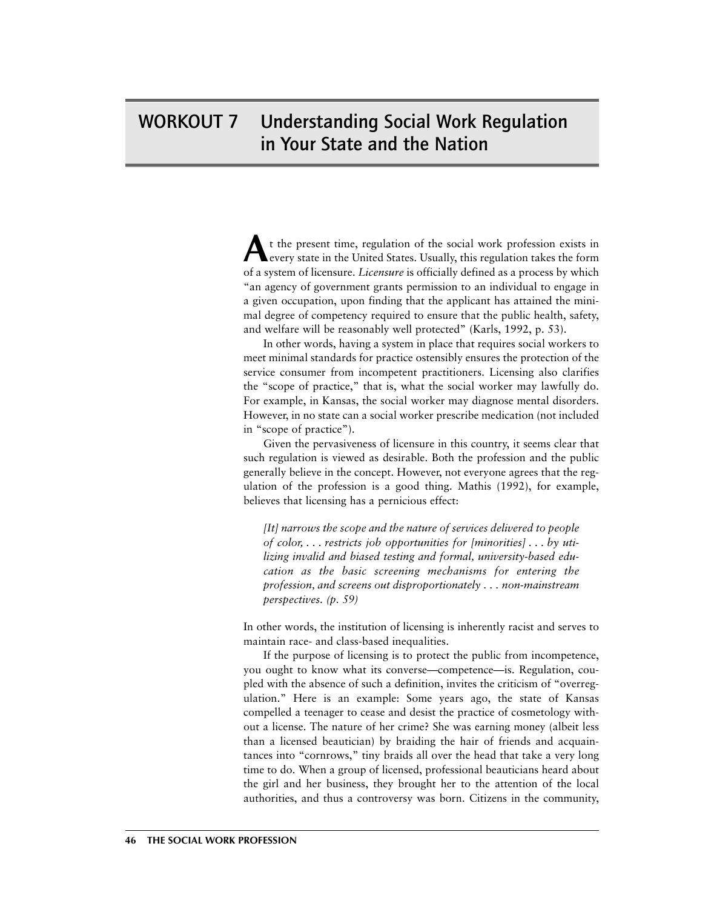# WORKOUT 7 Understanding Social Work Regulation in Your State and the Nation

At the present time, regulation of the social work profession exists in every state in the United States. Usually, this regulation takes the form of a system of licensure. *Licensure* is officially defined as a process by which "an agency of government grants permission to an individual to engage in a given occupation, upon finding that the applicant has attained the minimal degree of competency required to ensure that the public health, safety, and welfare will be reasonably well protected" (Karls, 1992, p. 53).

In other words, having a system in place that requires social workers to meet minimal standards for practice ostensibly ensures the protection of the service consumer from incompetent practitioners. Licensing also clarifies the "scope of practice," that is, what the social worker may lawfully do. For example, in Kansas, the social worker may diagnose mental disorders. However, in no state can a social worker prescribe medication (not included in "scope of practice").

Given the pervasiveness of licensure in this country, it seems clear that such regulation is viewed as desirable. Both the profession and the public generally believe in the concept. However, not everyone agrees that the regulation of the profession is a good thing. Mathis (1992), for example, believes that licensing has a pernicious effect:

> *[It] narrows the scope and the nature of services delivered to people of color, . . . restricts job opportunities for [minorities] . . . by utilizing invalid and biased testing and formal, university-based education as the basic screening mechanisms for entering the profession, and screens out disproportionately . . . non-mainstream perspectives. (p. 59)*

In other words, the institution of licensing is inherently racist and serves to maintain race- and class-based inequalities.

If the purpose of licensing is to protect the public from incompetence, you ought to know what its converse—competence—is. Regulation, coupled with the absence of such a definition, invites the criticism of "overregulation." Here is an example: Some years ago, the state of Kansas compelled a teenager to cease and desist the practice of cosmetology without a license. The nature of her crime? She was earning money (albeit less than a licensed beautician) by braiding the hair of friends and acquaintances into "cornrows," tiny braids all over the head that take a very long time to do. When a group of licensed, professional beauticians heard about the girl and her business, they brought her to the attention of the local authorities, and thus a controversy was born. Citizens in the community,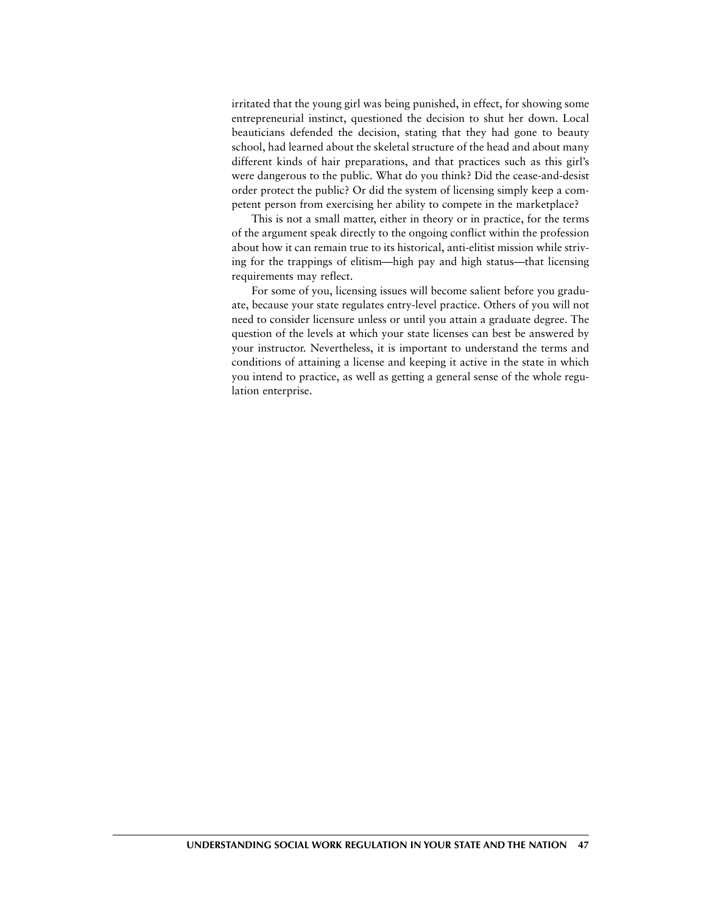irritated that the young girl was being punished, in effect, for showing some entrepreneurial instinct, questioned the decision to shut her down. Local beauticians defended the decision, stating that they had gone to beauty school, had learned about the skeletal structure of the head and about many different kinds of hair preparations, and that practices such as this girl's were dangerous to the public. What do you think? Did the cease-and-desist order protect the public? Or did the system of licensing simply keep a competent person from exercising her ability to compete in the marketplace?

This is not a small matter, either in theory or in practice, for the terms of the argument speak directly to the ongoing conflict within the profession about how it can remain true to its historical, anti-elitist mission while striving for the trappings of elitism—high pay and high status—that licensing requirements may reflect.

For some of you, licensing issues will become salient before you graduate, because your state regulates entry-level practice. Others of you will not need to consider licensure unless or until you attain a graduate degree. The question of the levels at which your state licenses can best be answered by your instructor. Nevertheless, it is important to understand the terms and conditions of attaining a license and keeping it active in the state in which you intend to practice, as well as getting a general sense of the whole regulation enterprise.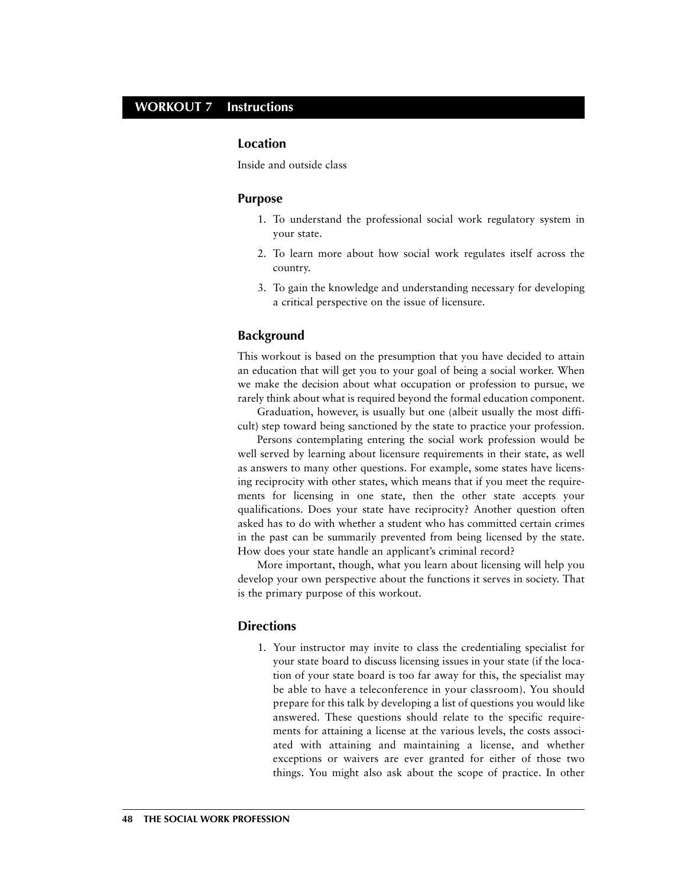## WORKOUT 7 Instructions

### Location

Inside and outside class

### Purpose

1. To understand the professional social work regulatory system in your state.
2. To learn more about how social work regulates itself across the country.
3. To gain the knowledge and understanding necessary for developing a critical perspective on the issue of licensure.

### Background

This workout is based on the presumption that you have decided to attain an education that will get you to your goal of being a social worker. When we make the decision about what occupation or profession to pursue, we rarely think about what is required beyond the formal education component.

Graduation, however, is usually but one (albeit usually the most difficult) step toward being sanctioned by the state to practice your profession.

Persons contemplating entering the social work profession would be well served by learning about licensure requirements in their state, as well as answers to many other questions. For example, some states have licensing reciprocity with other states, which means that if you meet the requirements for licensing in one state, then the other state accepts your qualifications. Does your state have reciprocity? Another question often asked has to do with whether a student who has committed certain crimes in the past can be summarily prevented from being licensed by the state. How does your state handle an applicant's criminal record?

More important, though, what you learn about licensing will help you develop your own perspective about the functions it serves in society. That is the primary purpose of this workout.

### Directions

1. Your instructor may invite to class the credentialing specialist for your state board to discuss licensing issues in your state (if the location of your state board is too far away for this, the specialist may be able to have a teleconference in your classroom). You should prepare for this talk by developing a list of questions you would like answered. These questions should relate to the specific requirements for attaining a license at the various levels, the costs associated with attaining and maintaining a license, and whether exceptions or waivers are ever granted for either of those two things. You might also ask about the scope of practice. In other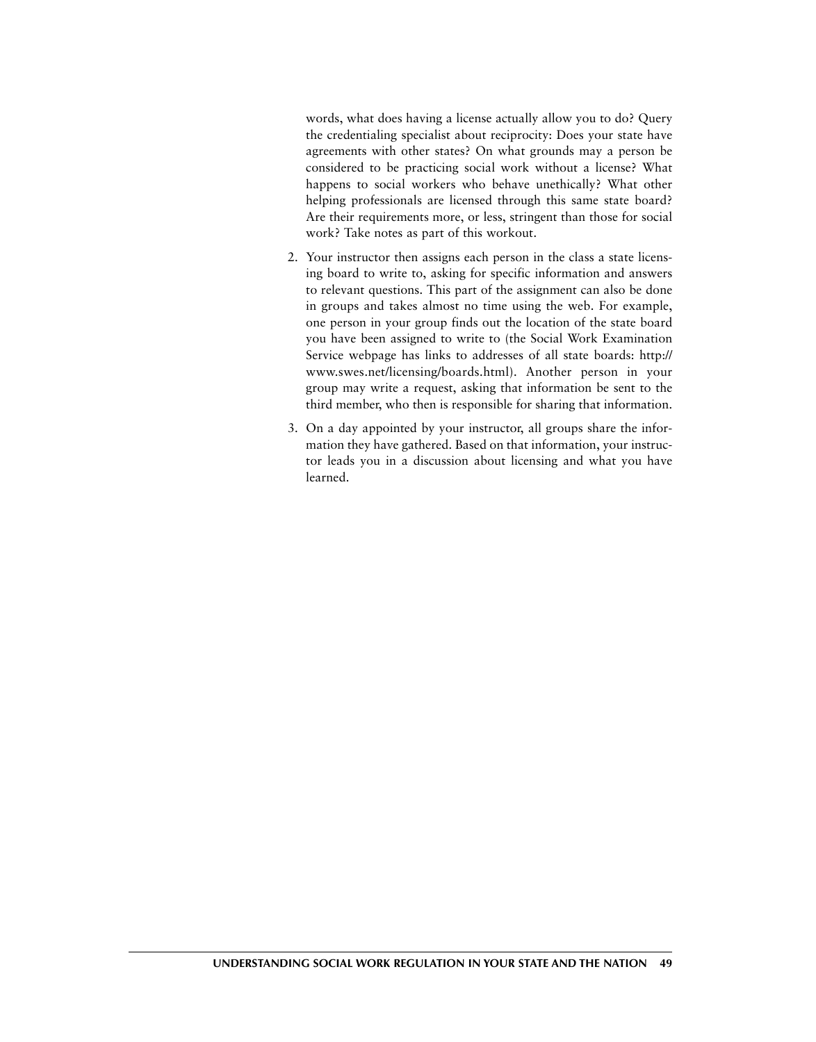words, what does having a license actually allow you to do? Query the credentialing specialist about reciprocity: Does your state have agreements with other states? On what grounds may a person be considered to be practicing social work without a license? What happens to social workers who behave unethically? What other helping professionals are licensed through this same state board? Are their requirements more, or less, stringent than those for social work? Take notes as part of this workout.

2. Your instructor then assigns each person in the class a state licensing board to write to, asking for specific information and answers to relevant questions. This part of the assignment can also be done in groups and takes almost no time using the web. For example, one person in your group finds out the location of the state board you have been assigned to write to (the Social Work Examination Service webpage has links to addresses of all state boards: http://www.swes.net/licensing/boards.html). Another person in your group may write a request, asking that information be sent to the third member, who then is responsible for sharing that information.

3. On a day appointed by your instructor, all groups share the information they have gathered. Based on that information, your instructor leads you in a discussion about licensing and what you have learned.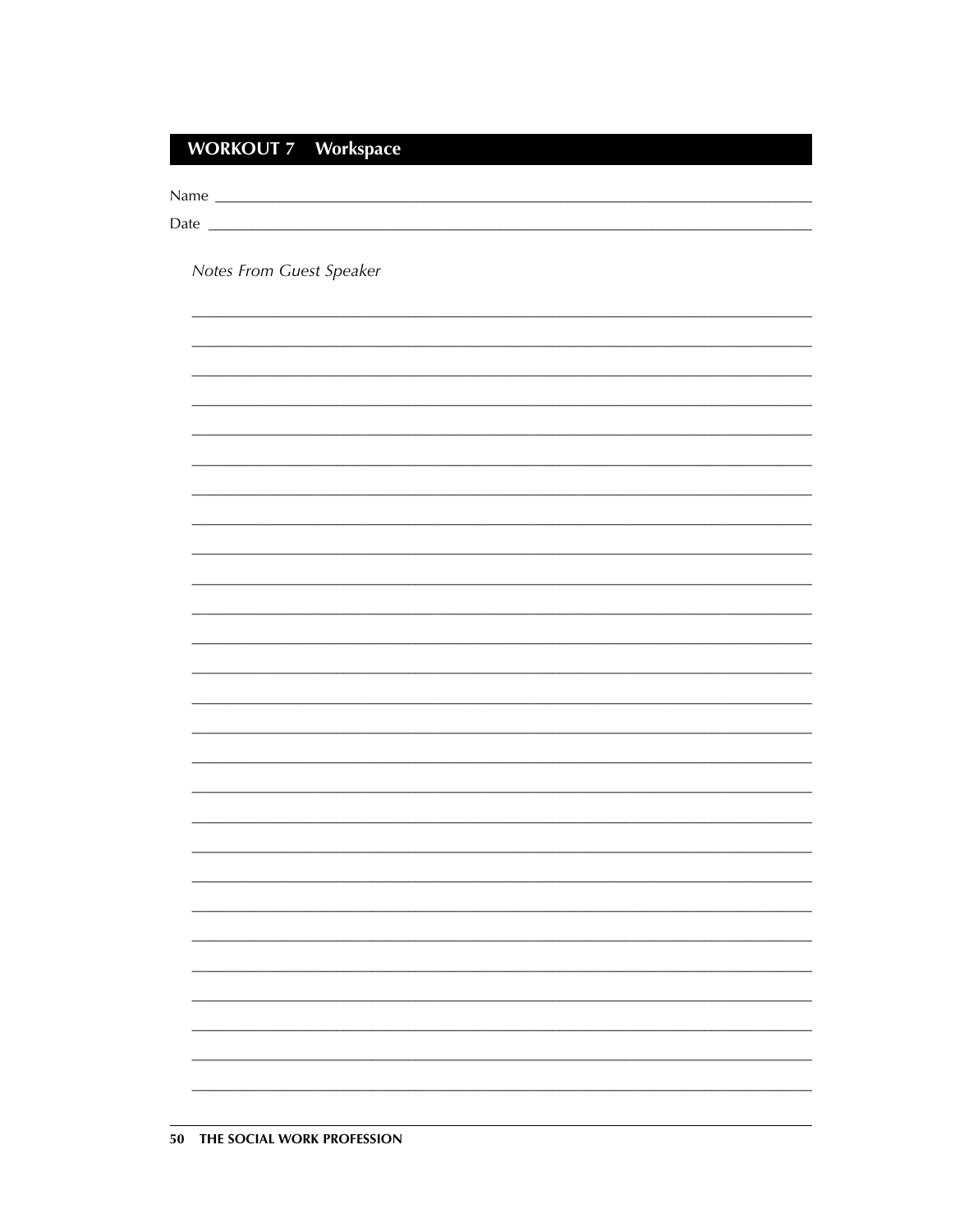## WORKOUT 7 Workspace

Name \_\_\_\_\_\_\_\_\_\_\_\_\_\_\_\_\_\_\_\_\_\_\_\_\_\_\_\_\_\_\_\_\_\_\_\_\_\_\_\_\_\_\_\_\_\_\_\_

Date \_\_\_\_\_\_\_\_\_\_\_\_\_\_\_\_\_\_\_\_\_\_\_\_\_\_\_\_\_\_\_\_\_\_\_\_\_\_\_\_\_\_\_\_\_\_\_\_

*Notes From Guest Speaker*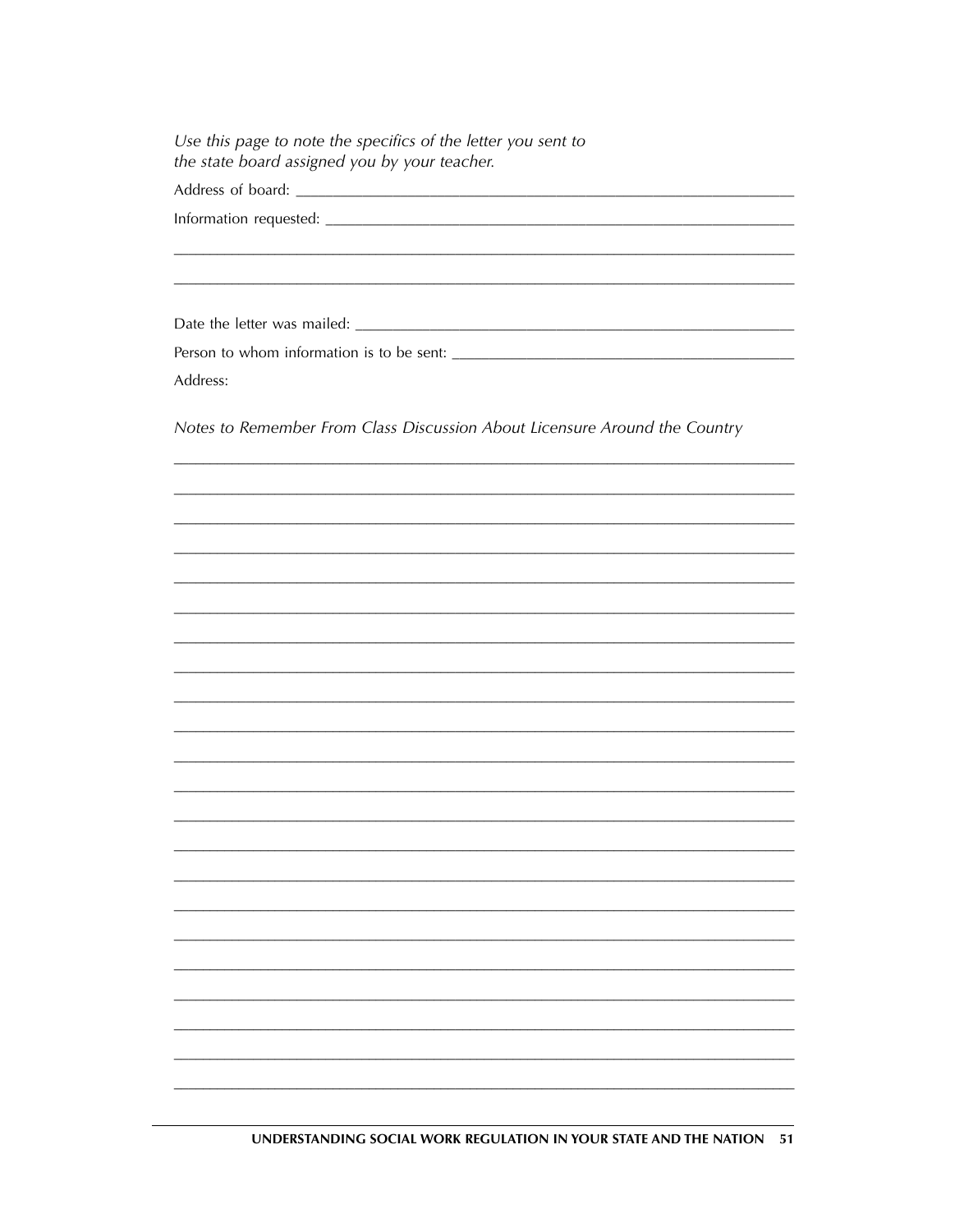*Use this page to note the specifics of the letter you sent to the state board assigned you by your teacher.*

Address of board: ______________________________________________

Information requested: __________________________________________

________________________________________________________________

________________________________________________________________

Date the letter was mailed: ______________________________________

Person to whom information is to be sent: __________________________

Address:

*Notes to Remember From Class Discussion About Licensure Around the Country*

________________________________________________________________

________________________________________________________________

________________________________________________________________

________________________________________________________________

________________________________________________________________

________________________________________________________________

________________________________________________________________

________________________________________________________________

________________________________________________________________

________________________________________________________________

________________________________________________________________

________________________________________________________________

________________________________________________________________

________________________________________________________________

________________________________________________________________

________________________________________________________________

________________________________________________________________

________________________________________________________________

________________________________________________________________

________________________________________________________________

________________________________________________________________

________________________________________________________________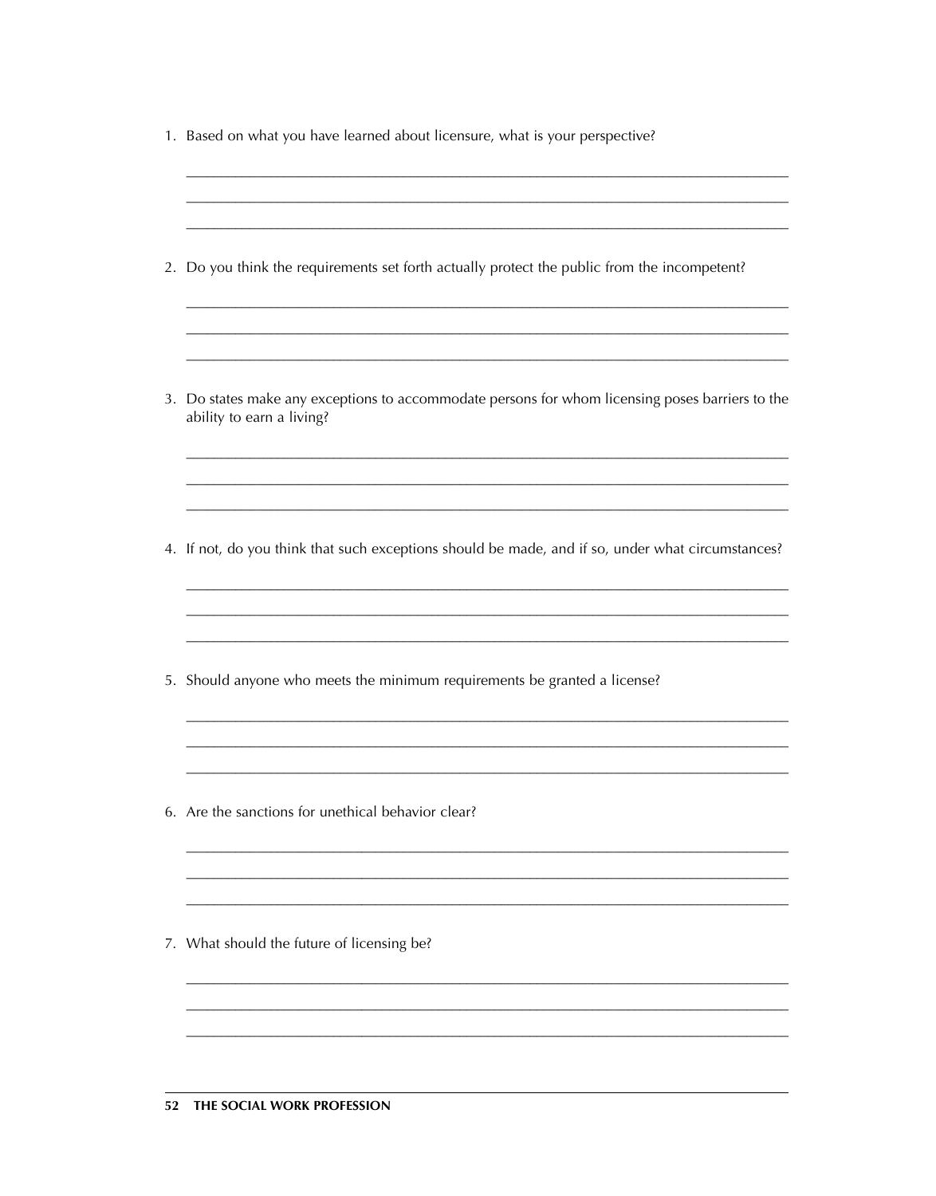1. Based on what you have learned about licensure, what is your perspective?

2. Do you think the requirements set forth actually protect the public from the incompetent?

3. Do states make any exceptions to accommodate persons for whom licensing poses barriers to the ability to earn a living?

4. If not, do you think that such exceptions should be made, and if so, under what circumstances?

5. Should anyone who meets the minimum requirements be granted a license?

6. Are the sanctions for unethical behavior clear?

7. What should the future of licensing be?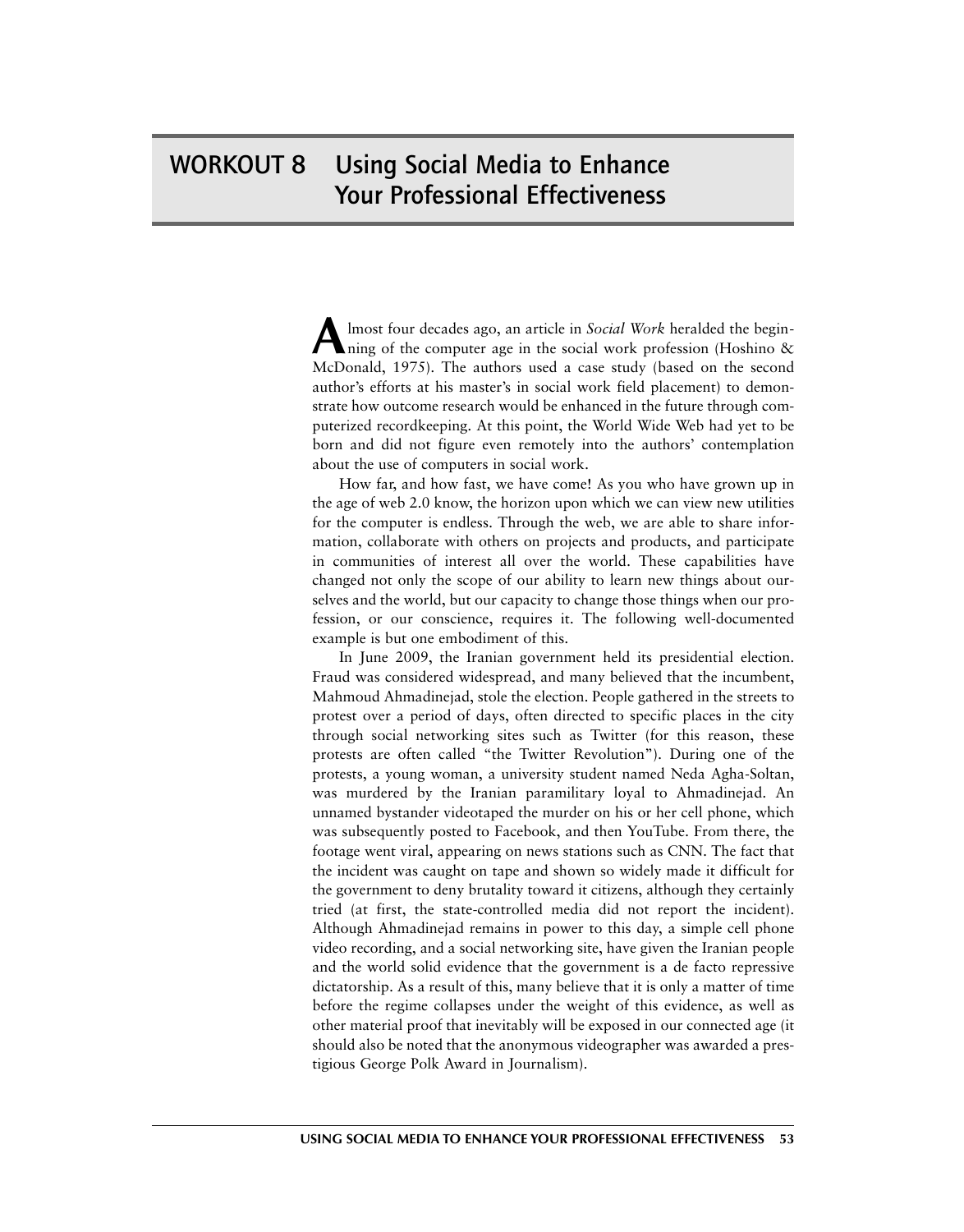# WORKOUT 8 Using Social Media to Enhance Your Professional Effectiveness

Almost four decades ago, an article in *Social Work* heralded the beginning of the computer age in the social work profession (Hoshino & McDonald, 1975). The authors used a case study (based on the second author's efforts at his master's in social work field placement) to demonstrate how outcome research would be enhanced in the future through computerized recordkeeping. At this point, the World Wide Web had yet to be born and did not figure even remotely into the authors' contemplation about the use of computers in social work.

How far, and how fast, we have come! As you who have grown up in the age of web 2.0 know, the horizon upon which we can view new utilities for the computer is endless. Through the web, we are able to share information, collaborate with others on projects and products, and participate in communities of interest all over the world. These capabilities have changed not only the scope of our ability to learn new things about ourselves and the world, but our capacity to change those things when our profession, or our conscience, requires it. The following well-documented example is but one embodiment of this.

In June 2009, the Iranian government held its presidential election. Fraud was considered widespread, and many believed that the incumbent, Mahmoud Ahmadinejad, stole the election. People gathered in the streets to protest over a period of days, often directed to specific places in the city through social networking sites such as Twitter (for this reason, these protests are often called "the Twitter Revolution"). During one of the protests, a young woman, a university student named Neda Agha-Soltan, was murdered by the Iranian paramilitary loyal to Ahmadinejad. An unnamed bystander videotaped the murder on his or her cell phone, which was subsequently posted to Facebook, and then YouTube. From there, the footage went viral, appearing on news stations such as CNN. The fact that the incident was caught on tape and shown so widely made it difficult for the government to deny brutality toward it citizens, although they certainly tried (at first, the state-controlled media did not report the incident). Although Ahmadinejad remains in power to this day, a simple cell phone video recording, and a social networking site, have given the Iranian people and the world solid evidence that the government is a de facto repressive dictatorship. As a result of this, many believe that it is only a matter of time before the regime collapses under the weight of this evidence, as well as other material proof that inevitably will be exposed in our connected age (it should also be noted that the anonymous videographer was awarded a prestigious George Polk Award in Journalism).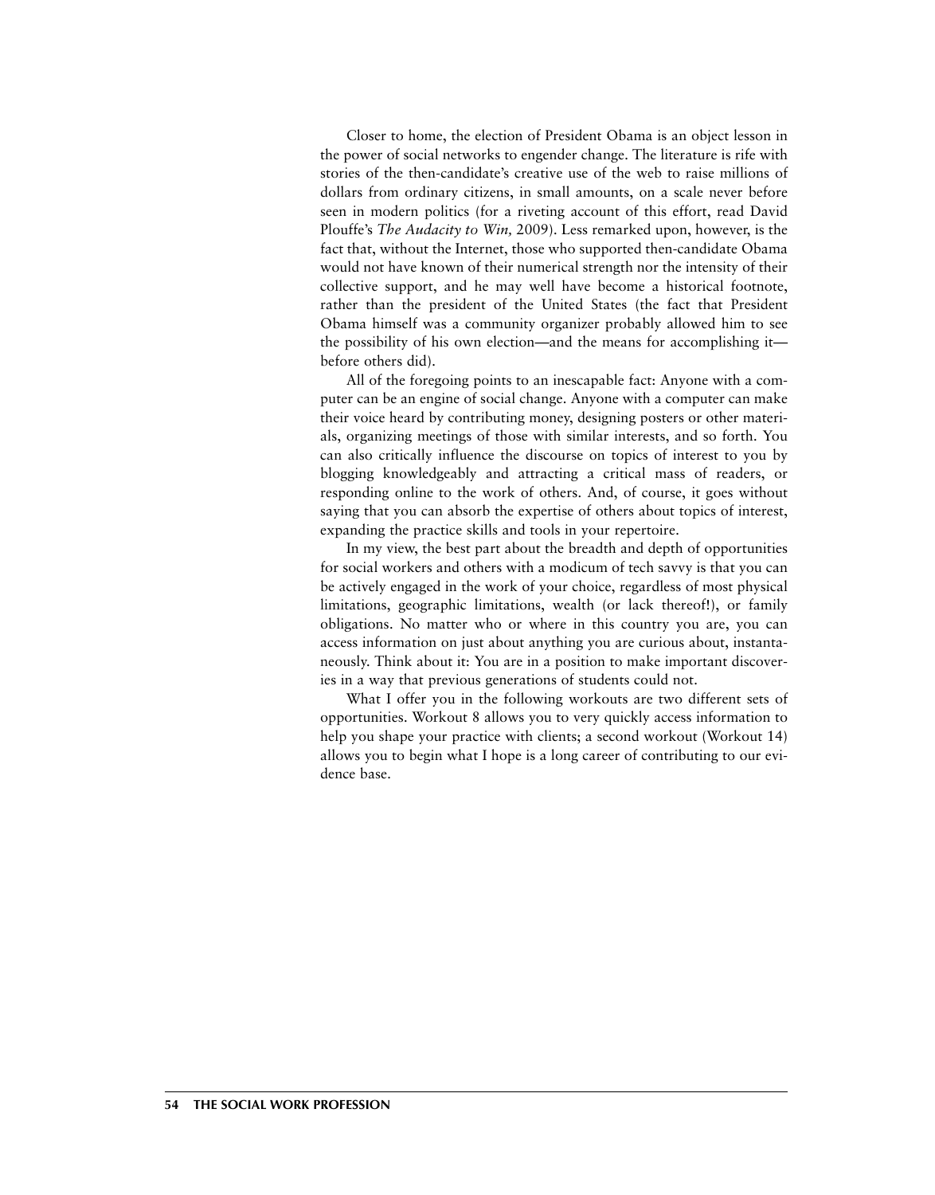Closer to home, the election of President Obama is an object lesson in the power of social networks to engender change. The literature is rife with stories of the then-candidate's creative use of the web to raise millions of dollars from ordinary citizens, in small amounts, on a scale never before seen in modern politics (for a riveting account of this effort, read David Plouffe's *The Audacity to Win,* 2009). Less remarked upon, however, is the fact that, without the Internet, those who supported then-candidate Obama would not have known of their numerical strength nor the intensity of their collective support, and he may well have become a historical footnote, rather than the president of the United States (the fact that President Obama himself was a community organizer probably allowed him to see the possibility of his own election—and the means for accomplishing it—before others did).

All of the foregoing points to an inescapable fact: Anyone with a computer can be an engine of social change. Anyone with a computer can make their voice heard by contributing money, designing posters or other materials, organizing meetings of those with similar interests, and so forth. You can also critically influence the discourse on topics of interest to you by blogging knowledgeably and attracting a critical mass of readers, or responding online to the work of others. And, of course, it goes without saying that you can absorb the expertise of others about topics of interest, expanding the practice skills and tools in your repertoire.

In my view, the best part about the breadth and depth of opportunities for social workers and others with a modicum of tech savvy is that you can be actively engaged in the work of your choice, regardless of most physical limitations, geographic limitations, wealth (or lack thereof!), or family obligations. No matter who or where in this country you are, you can access information on just about anything you are curious about, instantaneously. Think about it: You are in a position to make important discoveries in a way that previous generations of students could not.

What I offer you in the following workouts are two different sets of opportunities. Workout 8 allows you to very quickly access information to help you shape your practice with clients; a second workout (Workout 14) allows you to begin what I hope is a long career of contributing to our evidence base.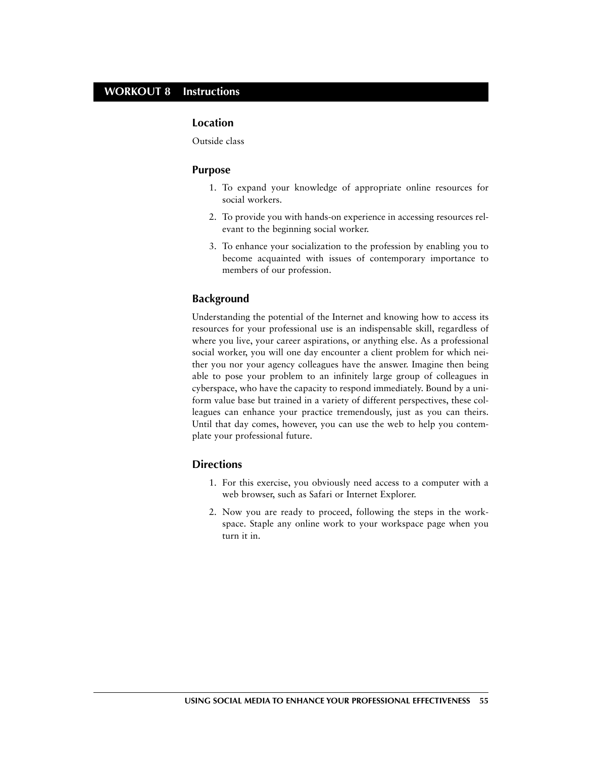## WORKOUT 8 Instructions

### Location

Outside class

### Purpose

1. To expand your knowledge of appropriate online resources for social workers.
2. To provide you with hands-on experience in accessing resources relevant to the beginning social worker.
3. To enhance your socialization to the profession by enabling you to become acquainted with issues of contemporary importance to members of our profession.

### Background

Understanding the potential of the Internet and knowing how to access its resources for your professional use is an indispensable skill, regardless of where you live, your career aspirations, or anything else. As a professional social worker, you will one day encounter a client problem for which neither you nor your agency colleagues have the answer. Imagine then being able to pose your problem to an infinitely large group of colleagues in cyberspace, who have the capacity to respond immediately. Bound by a uniform value base but trained in a variety of different perspectives, these colleagues can enhance your practice tremendously, just as you can theirs. Until that day comes, however, you can use the web to help you contemplate your professional future.

### Directions

1. For this exercise, you obviously need access to a computer with a web browser, such as Safari or Internet Explorer.
2. Now you are ready to proceed, following the steps in the workspace. Staple any online work to your workspace page when you turn it in.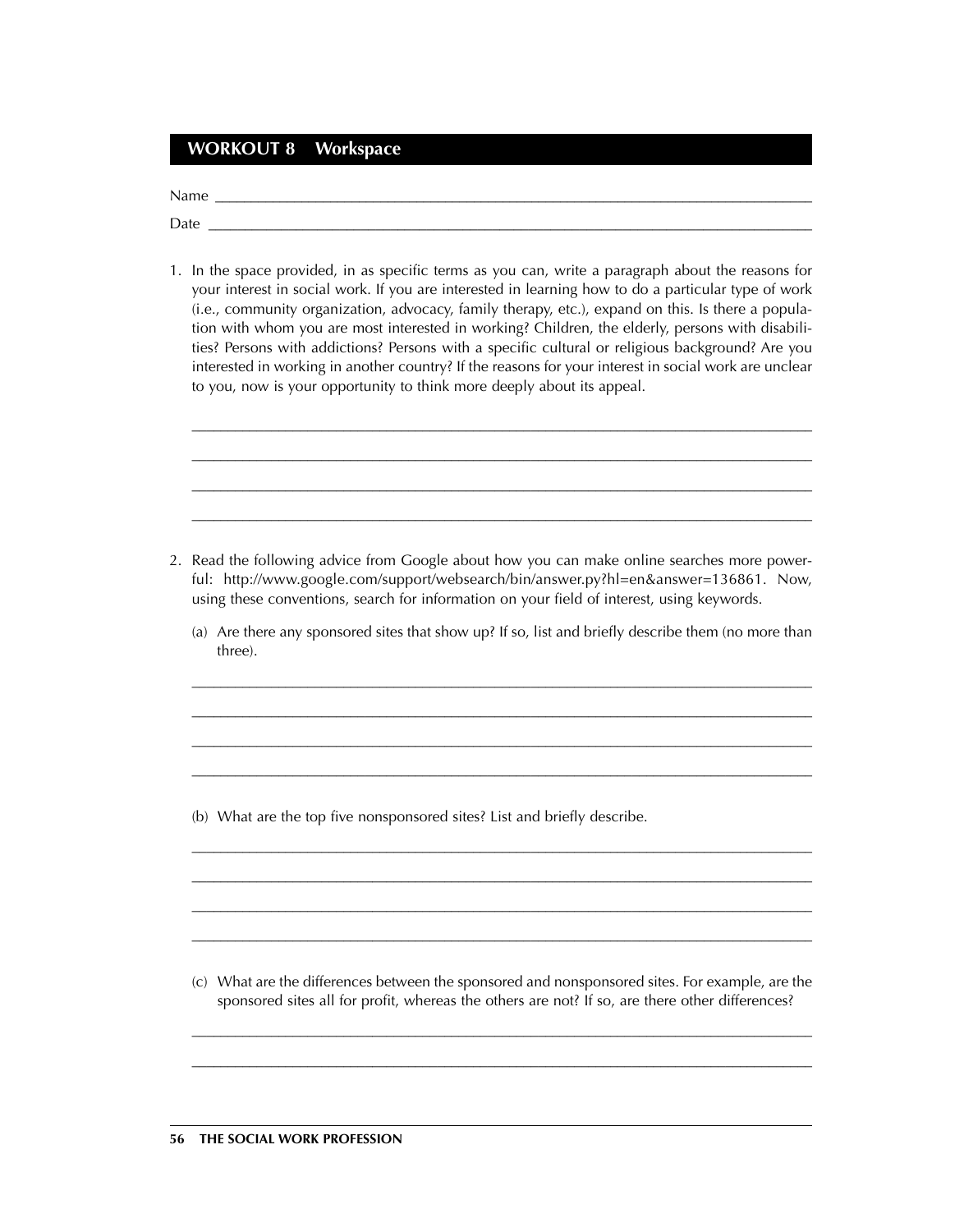## WORKOUT 8 Workspace

Name ___________________________________________________________________________

Date ___________________________________________________________________________

1. In the space provided, in as specific terms as you can, write a paragraph about the reasons for your interest in social work. If you are interested in learning how to do a particular type of work (i.e., community organization, advocacy, family therapy, etc.), expand on this. Is there a population with whom you are most interested in working? Children, the elderly, persons with disabilities? Persons with addictions? Persons with a specific cultural or religious background? Are you interested in working in another country? If the reasons for your interest in social work are unclear to you, now is your opportunity to think more deeply about its appeal.

   ___________________________________________________________________________

   ___________________________________________________________________________

   ___________________________________________________________________________

   ___________________________________________________________________________

2. Read the following advice from Google about how you can make online searches more powerful: http://www.google.com/support/websearch/bin/answer.py?hl=en&answer=136861. Now, using these conventions, search for information on your field of interest, using keywords.

   (a) Are there any sponsored sites that show up? If so, list and briefly describe them (no more than three).

   ___________________________________________________________________________

   ___________________________________________________________________________

   ___________________________________________________________________________

   ___________________________________________________________________________

   (b) What are the top five nonsponsored sites? List and briefly describe.

   ___________________________________________________________________________

   ___________________________________________________________________________

   ___________________________________________________________________________

   ___________________________________________________________________________

   (c) What are the differences between the sponsored and nonsponsored sites. For example, are the sponsored sites all for profit, whereas the others are not? If so, are there other differences?

   ___________________________________________________________________________

   ___________________________________________________________________________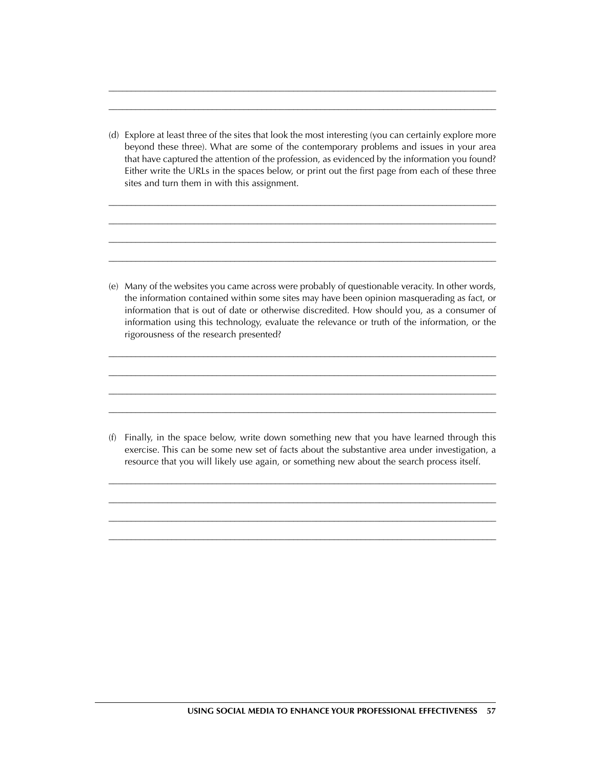\_\_\_\_\_\_\_\_\_\_\_\_\_\_\_\_\_\_\_\_\_\_\_\_\_\_\_\_\_\_\_\_\_\_\_\_\_\_\_\_\_\_\_\_\_\_\_\_\_\_\_\_\_\_\_\_\_\_\_\_\_\_\_\_\_\_\_\_\_\_\_\_\_\_

\_\_\_\_\_\_\_\_\_\_\_\_\_\_\_\_\_\_\_\_\_\_\_\_\_\_\_\_\_\_\_\_\_\_\_\_\_\_\_\_\_\_\_\_\_\_\_\_\_\_\_\_\_\_\_\_\_\_\_\_\_\_\_\_\_\_\_\_\_\_\_\_\_\_

(d) Explore at least three of the sites that look the most interesting (you can certainly explore more beyond these three). What are some of the contemporary problems and issues in your area that have captured the attention of the profession, as evidenced by the information you found? Either write the URLs in the spaces below, or print out the first page from each of these three sites and turn them in with this assignment.

\_\_\_\_\_\_\_\_\_\_\_\_\_\_\_\_\_\_\_\_\_\_\_\_\_\_\_\_\_\_\_\_\_\_\_\_\_\_\_\_\_\_\_\_\_\_\_\_\_\_\_\_\_\_\_\_\_\_\_\_\_\_\_\_\_\_\_\_\_\_\_\_\_\_

\_\_\_\_\_\_\_\_\_\_\_\_\_\_\_\_\_\_\_\_\_\_\_\_\_\_\_\_\_\_\_\_\_\_\_\_\_\_\_\_\_\_\_\_\_\_\_\_\_\_\_\_\_\_\_\_\_\_\_\_\_\_\_\_\_\_\_\_\_\_\_\_\_\_

\_\_\_\_\_\_\_\_\_\_\_\_\_\_\_\_\_\_\_\_\_\_\_\_\_\_\_\_\_\_\_\_\_\_\_\_\_\_\_\_\_\_\_\_\_\_\_\_\_\_\_\_\_\_\_\_\_\_\_\_\_\_\_\_\_\_\_\_\_\_\_\_\_\_

\_\_\_\_\_\_\_\_\_\_\_\_\_\_\_\_\_\_\_\_\_\_\_\_\_\_\_\_\_\_\_\_\_\_\_\_\_\_\_\_\_\_\_\_\_\_\_\_\_\_\_\_\_\_\_\_\_\_\_\_\_\_\_\_\_\_\_\_\_\_\_\_\_\_

(e) Many of the websites you came across were probably of questionable veracity. In other words, the information contained within some sites may have been opinion masquerading as fact, or information that is out of date or otherwise discredited. How should you, as a consumer of information using this technology, evaluate the relevance or truth of the information, or the rigorousness of the research presented?

\_\_\_\_\_\_\_\_\_\_\_\_\_\_\_\_\_\_\_\_\_\_\_\_\_\_\_\_\_\_\_\_\_\_\_\_\_\_\_\_\_\_\_\_\_\_\_\_\_\_\_\_\_\_\_\_\_\_\_\_\_\_\_\_\_\_\_\_\_\_\_\_\_\_

\_\_\_\_\_\_\_\_\_\_\_\_\_\_\_\_\_\_\_\_\_\_\_\_\_\_\_\_\_\_\_\_\_\_\_\_\_\_\_\_\_\_\_\_\_\_\_\_\_\_\_\_\_\_\_\_\_\_\_\_\_\_\_\_\_\_\_\_\_\_\_\_\_\_

\_\_\_\_\_\_\_\_\_\_\_\_\_\_\_\_\_\_\_\_\_\_\_\_\_\_\_\_\_\_\_\_\_\_\_\_\_\_\_\_\_\_\_\_\_\_\_\_\_\_\_\_\_\_\_\_\_\_\_\_\_\_\_\_\_\_\_\_\_\_\_\_\_\_

\_\_\_\_\_\_\_\_\_\_\_\_\_\_\_\_\_\_\_\_\_\_\_\_\_\_\_\_\_\_\_\_\_\_\_\_\_\_\_\_\_\_\_\_\_\_\_\_\_\_\_\_\_\_\_\_\_\_\_\_\_\_\_\_\_\_\_\_\_\_\_\_\_\_

(f) Finally, in the space below, write down something new that you have learned through this exercise. This can be some new set of facts about the substantive area under investigation, a resource that you will likely use again, or something new about the search process itself.

\_\_\_\_\_\_\_\_\_\_\_\_\_\_\_\_\_\_\_\_\_\_\_\_\_\_\_\_\_\_\_\_\_\_\_\_\_\_\_\_\_\_\_\_\_\_\_\_\_\_\_\_\_\_\_\_\_\_\_\_\_\_\_\_\_\_\_\_\_\_\_\_\_\_

\_\_\_\_\_\_\_\_\_\_\_\_\_\_\_\_\_\_\_\_\_\_\_\_\_\_\_\_\_\_\_\_\_\_\_\_\_\_\_\_\_\_\_\_\_\_\_\_\_\_\_\_\_\_\_\_\_\_\_\_\_\_\_\_\_\_\_\_\_\_\_\_\_\_

\_\_\_\_\_\_\_\_\_\_\_\_\_\_\_\_\_\_\_\_\_\_\_\_\_\_\_\_\_\_\_\_\_\_\_\_\_\_\_\_\_\_\_\_\_\_\_\_\_\_\_\_\_\_\_\_\_\_\_\_\_\_\_\_\_\_\_\_\_\_\_\_\_\_

\_\_\_\_\_\_\_\_\_\_\_\_\_\_\_\_\_\_\_\_\_\_\_\_\_\_\_\_\_\_\_\_\_\_\_\_\_\_\_\_\_\_\_\_\_\_\_\_\_\_\_\_\_\_\_\_\_\_\_\_\_\_\_\_\_\_\_\_\_\_\_\_\_\_